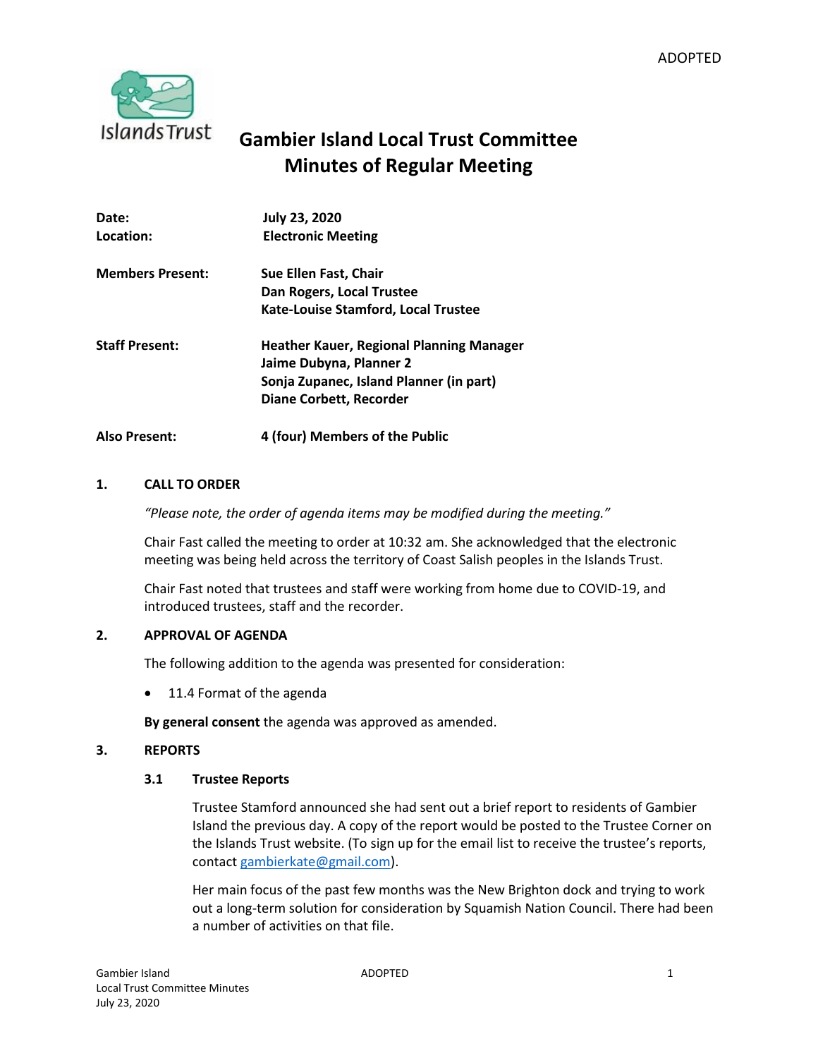ADOPTED

# Gambier Island Local Trust Committee
# Minutes of Regular Meeting

| | |
|---|---|
| **Date:** | **July 23, 2020** |
| **Location:** | **Electronic Meeting** |
| **Members Present:** | **Sue Ellen Fast, Chair**<br>**Dan Rogers, Local Trustee**<br>**Kate-Louise Stamford, Local Trustee** |
| **Staff Present:** | **Heather Kauer, Regional Planning Manager**<br>**Jaime Dubyna, Planner 2**<br>**Sonja Zupanec, Island Planner (in part)**<br>**Diane Corbett, Recorder** |
| **Also Present:** | **4 (four) Members of the Public** |

## 1. CALL TO ORDER

*"Please note, the order of agenda items may be modified during the meeting."*

Chair Fast called the meeting to order at 10:32 am. She acknowledged that the electronic meeting was being held across the territory of Coast Salish peoples in the Islands Trust.

Chair Fast noted that trustees and staff were working from home due to COVID-19, and introduced trustees, staff and the recorder.

## 2. APPROVAL OF AGENDA

The following addition to the agenda was presented for consideration:

- 11.4 Format of the agenda

**By general consent** the agenda was approved as amended.

## 3. REPORTS

### 3.1 Trustee Reports

Trustee Stamford announced she had sent out a brief report to residents of Gambier Island the previous day. A copy of the report would be posted to the Trustee Corner on the Islands Trust website. (To sign up for the email list to receive the trustee's reports, contact gambierkate@gmail.com).

Her main focus of the past few months was the New Brighton dock and trying to work out a long-term solution for consideration by Squamish Nation Council. There had been a number of activities on that file.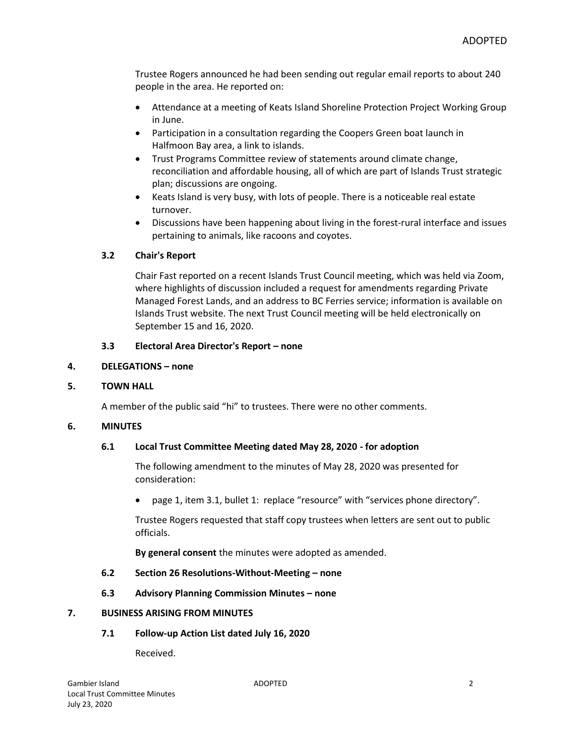Trustee Rogers announced he had been sending out regular email reports to about 240 people in the area. He reported on:

- Attendance at a meeting of Keats Island Shoreline Protection Project Working Group in June.
- Participation in a consultation regarding the Coopers Green boat launch in Halfmoon Bay area, a link to islands.
- Trust Programs Committee review of statements around climate change, reconciliation and affordable housing, all of which are part of Islands Trust strategic plan; discussions are ongoing.
- Keats Island is very busy, with lots of people. There is a noticeable real estate turnover.
- Discussions have been happening about living in the forest-rural interface and issues pertaining to animals, like racoons and coyotes.

### 3.2 Chair's Report

Chair Fast reported on a recent Islands Trust Council meeting, which was held via Zoom, where highlights of discussion included a request for amendments regarding Private Managed Forest Lands, and an address to BC Ferries service; information is available on Islands Trust website. The next Trust Council meeting will be held electronically on September 15 and 16, 2020.

### 3.3 Electoral Area Director's Report – none

## 4. DELEGATIONS – none

## 5. TOWN HALL

A member of the public said "hi" to trustees. There were no other comments.

## 6. MINUTES

### 6.1 Local Trust Committee Meeting dated May 28, 2020 - for adoption

The following amendment to the minutes of May 28, 2020 was presented for consideration:

- page 1, item 3.1, bullet 1: replace "resource" with "services phone directory".

Trustee Rogers requested that staff copy trustees when letters are sent out to public officials.

**By general consent** the minutes were adopted as amended.

### 6.2 Section 26 Resolutions-Without-Meeting – none

### 6.3 Advisory Planning Commission Minutes – none

## 7. BUSINESS ARISING FROM MINUTES

### 7.1 Follow-up Action List dated July 16, 2020

Received.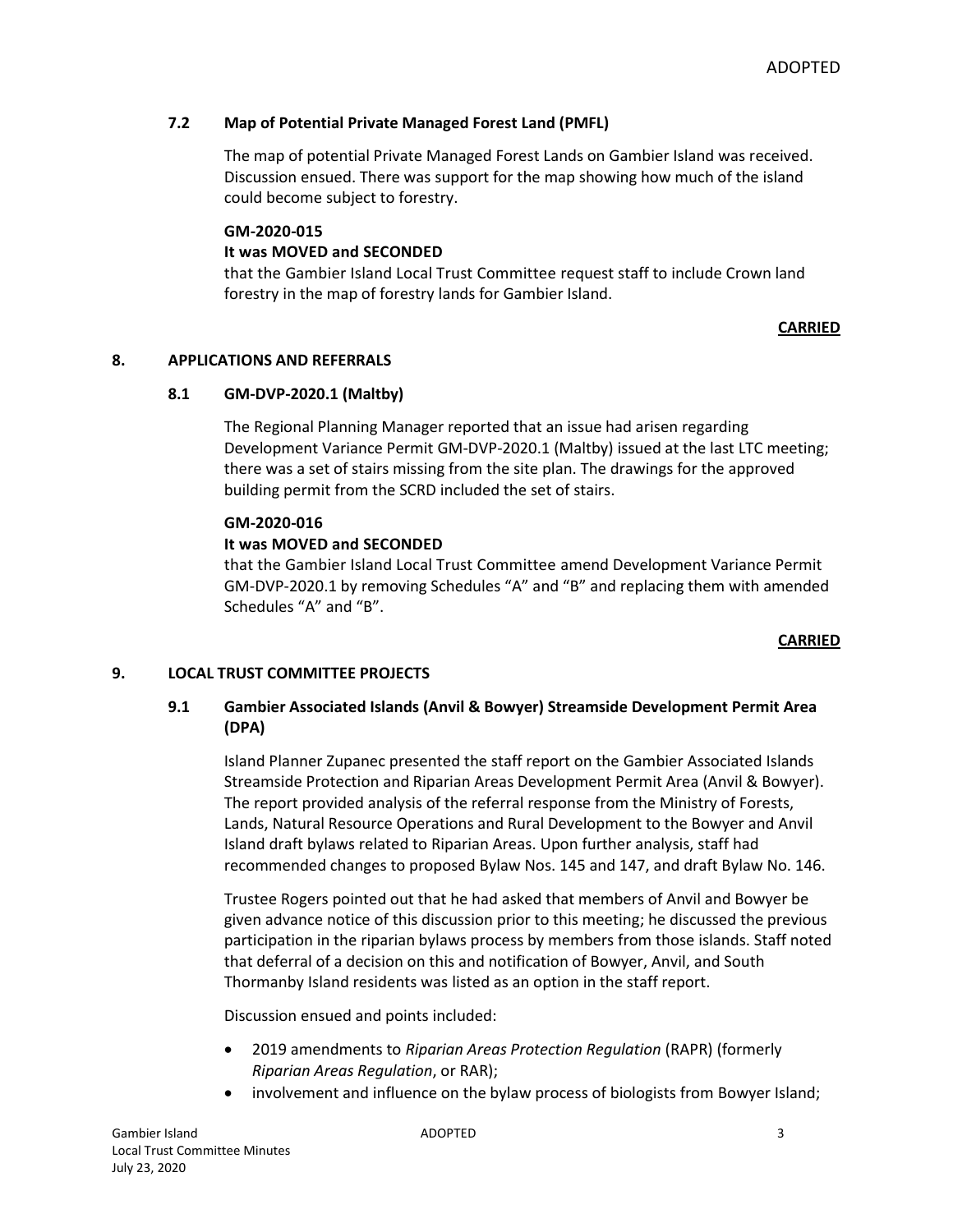### 7.2 Map of Potential Private Managed Forest Land (PMFL)

The map of potential Private Managed Forest Lands on Gambier Island was received. Discussion ensued. There was support for the map showing how much of the island could become subject to forestry.

**GM-2020-015**
**It was MOVED and SECONDED**
that the Gambier Island Local Trust Committee request staff to include Crown land forestry in the map of forestry lands for Gambier Island.

**CARRIED**

## 8. APPLICATIONS AND REFERRALS

### 8.1 GM-DVP-2020.1 (Maltby)

The Regional Planning Manager reported that an issue had arisen regarding Development Variance Permit GM-DVP-2020.1 (Maltby) issued at the last LTC meeting; there was a set of stairs missing from the site plan. The drawings for the approved building permit from the SCRD included the set of stairs.

**GM-2020-016**
**It was MOVED and SECONDED**
that the Gambier Island Local Trust Committee amend Development Variance Permit GM-DVP-2020.1 by removing Schedules "A" and "B" and replacing them with amended Schedules "A" and "B".

**CARRIED**

## 9. LOCAL TRUST COMMITTEE PROJECTS

### 9.1 Gambier Associated Islands (Anvil & Bowyer) Streamside Development Permit Area (DPA)

Island Planner Zupanec presented the staff report on the Gambier Associated Islands Streamside Protection and Riparian Areas Development Permit Area (Anvil & Bowyer). The report provided analysis of the referral response from the Ministry of Forests, Lands, Natural Resource Operations and Rural Development to the Bowyer and Anvil Island draft bylaws related to Riparian Areas. Upon further analysis, staff had recommended changes to proposed Bylaw Nos. 145 and 147, and draft Bylaw No. 146.

Trustee Rogers pointed out that he had asked that members of Anvil and Bowyer be given advance notice of this discussion prior to this meeting; he discussed the previous participation in the riparian bylaws process by members from those islands. Staff noted that deferral of a decision on this and notification of Bowyer, Anvil, and South Thormanby Island residents was listed as an option in the staff report.

Discussion ensued and points included:

- 2019 amendments to *Riparian Areas Protection Regulation* (RAPR) (formerly *Riparian Areas Regulation*, or RAR);
- involvement and influence on the bylaw process of biologists from Bowyer Island;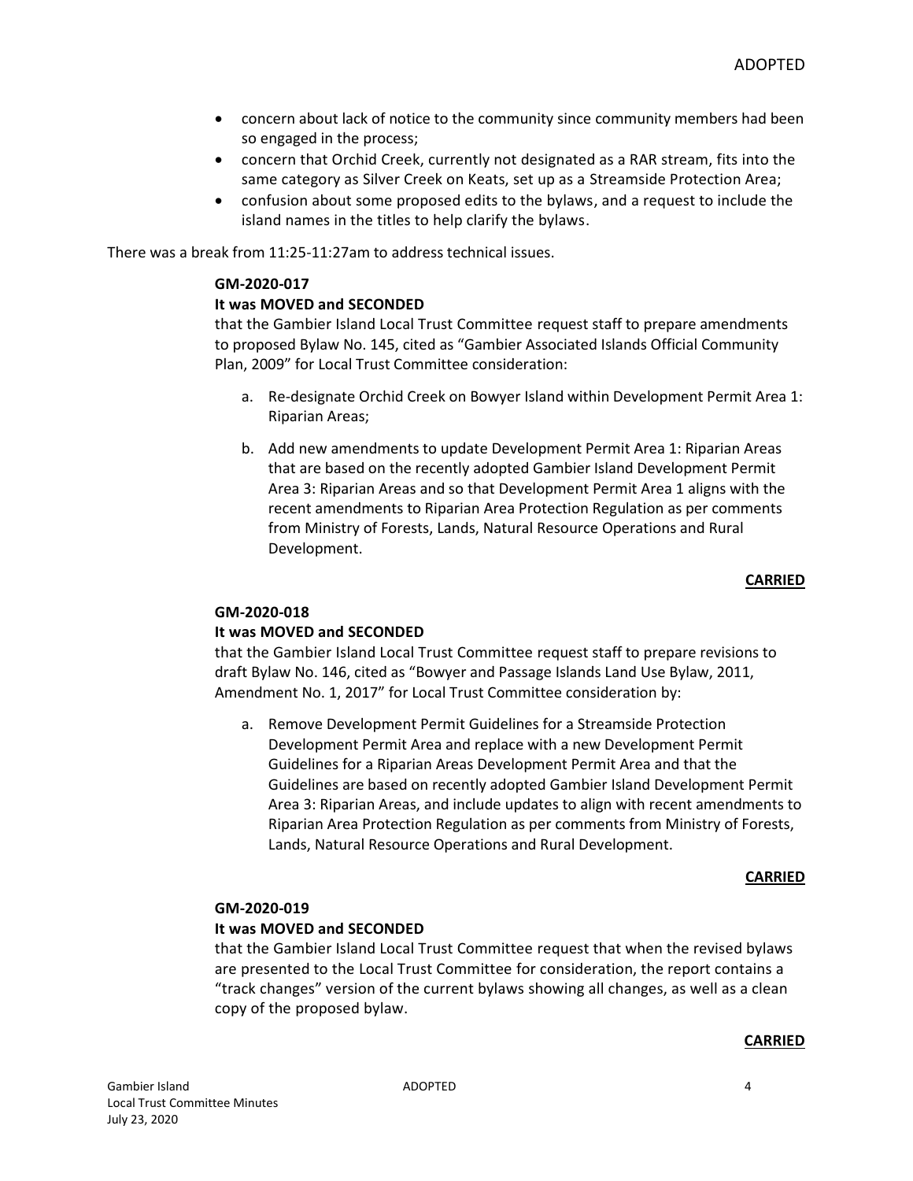- concern about lack of notice to the community since community members had been so engaged in the process;
- concern that Orchid Creek, currently not designated as a RAR stream, fits into the same category as Silver Creek on Keats, set up as a Streamside Protection Area;
- confusion about some proposed edits to the bylaws, and a request to include the island names in the titles to help clarify the bylaws.

There was a break from 11:25-11:27am to address technical issues.

**GM-2020-017**

**It was MOVED and SECONDED**

that the Gambier Island Local Trust Committee request staff to prepare amendments to proposed Bylaw No. 145, cited as "Gambier Associated Islands Official Community Plan, 2009" for Local Trust Committee consideration:

a. Re-designate Orchid Creek on Bowyer Island within Development Permit Area 1: Riparian Areas;

b. Add new amendments to update Development Permit Area 1: Riparian Areas that are based on the recently adopted Gambier Island Development Permit Area 3: Riparian Areas and so that Development Permit Area 1 aligns with the recent amendments to Riparian Area Protection Regulation as per comments from Ministry of Forests, Lands, Natural Resource Operations and Rural Development.

**CARRIED**

**GM-2020-018**

**It was MOVED and SECONDED**

that the Gambier Island Local Trust Committee request staff to prepare revisions to draft Bylaw No. 146, cited as "Bowyer and Passage Islands Land Use Bylaw, 2011, Amendment No. 1, 2017" for Local Trust Committee consideration by:

a. Remove Development Permit Guidelines for a Streamside Protection Development Permit Area and replace with a new Development Permit Guidelines for a Riparian Areas Development Permit Area and that the Guidelines are based on recently adopted Gambier Island Development Permit Area 3: Riparian Areas, and include updates to align with recent amendments to Riparian Area Protection Regulation as per comments from Ministry of Forests, Lands, Natural Resource Operations and Rural Development.

**CARRIED**

**GM-2020-019**

**It was MOVED and SECONDED**

that the Gambier Island Local Trust Committee request that when the revised bylaws are presented to the Local Trust Committee for consideration, the report contains a "track changes" version of the current bylaws showing all changes, as well as a clean copy of the proposed bylaw.

**CARRIED**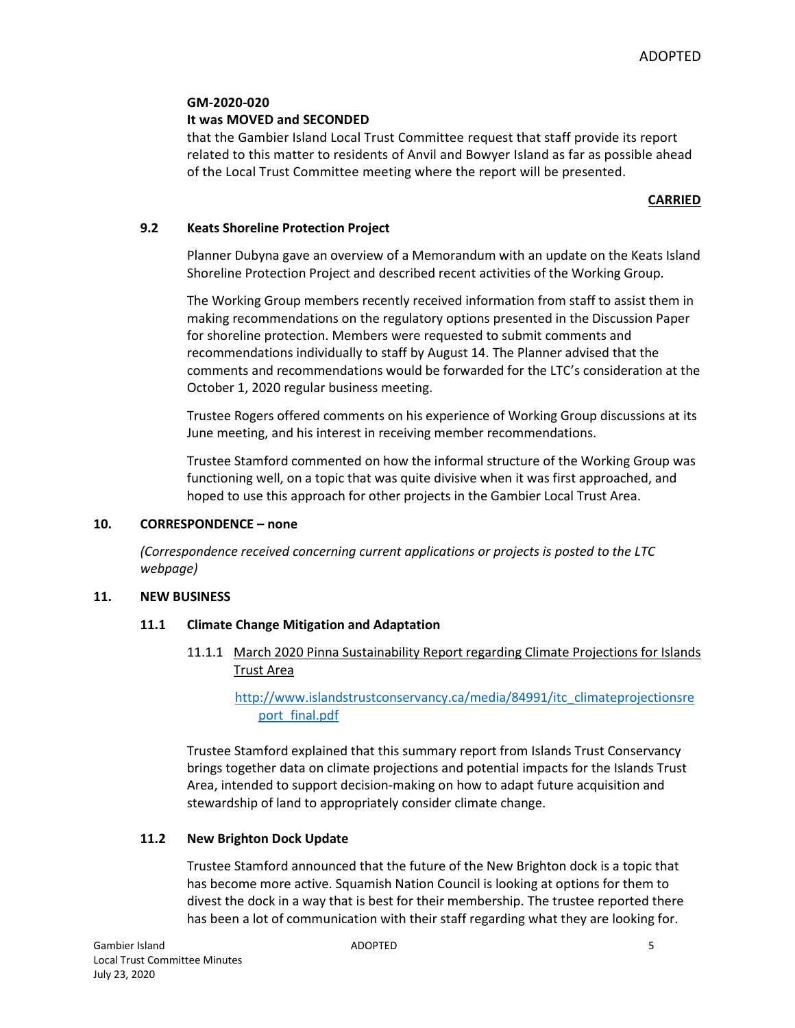**GM-2020-020**
**It was MOVED and SECONDED**
that the Gambier Island Local Trust Committee request that staff provide its report related to this matter to residents of Anvil and Bowyer Island as far as possible ahead of the Local Trust Committee meeting where the report will be presented.

**CARRIED**

### 9.2 Keats Shoreline Protection Project

Planner Dubyna gave an overview of a Memorandum with an update on the Keats Island Shoreline Protection Project and described recent activities of the Working Group.

The Working Group members recently received information from staff to assist them in making recommendations on the regulatory options presented in the Discussion Paper for shoreline protection. Members were requested to submit comments and recommendations individually to staff by August 14. The Planner advised that the comments and recommendations would be forwarded for the LTC's consideration at the October 1, 2020 regular business meeting.

Trustee Rogers offered comments on his experience of Working Group discussions at its June meeting, and his interest in receiving member recommendations.

Trustee Stamford commented on how the informal structure of the Working Group was functioning well, on a topic that was quite divisive when it was first approached, and hoped to use this approach for other projects in the Gambier Local Trust Area.

## 10. CORRESPONDENCE – none

*(Correspondence received concerning current applications or projects is posted to the LTC webpage)*

## 11. NEW BUSINESS

### 11.1 Climate Change Mitigation and Adaptation

11.1.1 March 2020 Pinna Sustainability Report regarding Climate Projections for Islands Trust Area

http://www.islandstrustconservancy.ca/media/84991/itc_climateprojectionsreport_final.pdf

Trustee Stamford explained that this summary report from Islands Trust Conservancy brings together data on climate projections and potential impacts for the Islands Trust Area, intended to support decision-making on how to adapt future acquisition and stewardship of land to appropriately consider climate change.

### 11.2 New Brighton Dock Update

Trustee Stamford announced that the future of the New Brighton dock is a topic that has become more active. Squamish Nation Council is looking at options for them to divest the dock in a way that is best for their membership. The trustee reported there has been a lot of communication with their staff regarding what they are looking for.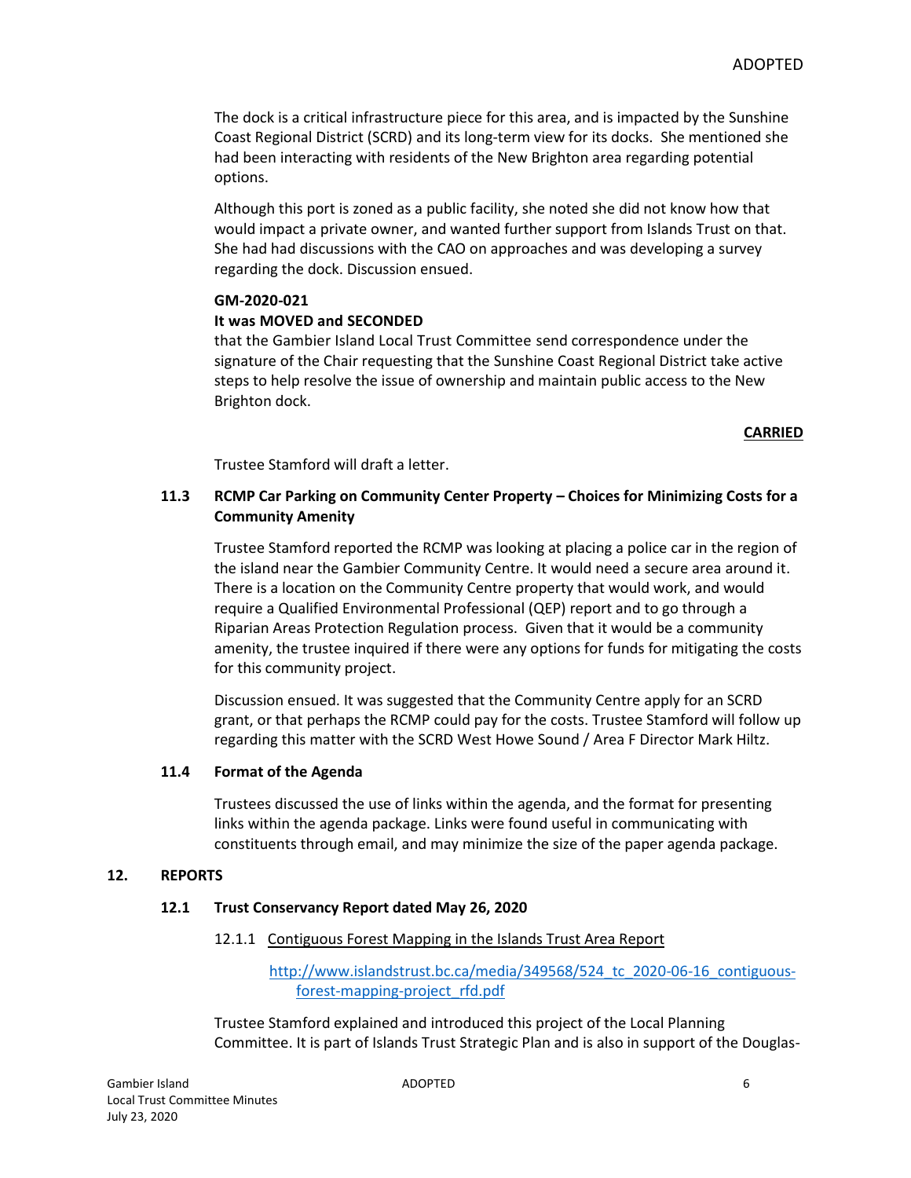The dock is a critical infrastructure piece for this area, and is impacted by the Sunshine Coast Regional District (SCRD) and its long-term view for its docks. She mentioned she had been interacting with residents of the New Brighton area regarding potential options.

Although this port is zoned as a public facility, she noted she did not know how that would impact a private owner, and wanted further support from Islands Trust on that. She had had discussions with the CAO on approaches and was developing a survey regarding the dock. Discussion ensued.

**GM-2020-021**

**It was MOVED and SECONDED**

that the Gambier Island Local Trust Committee send correspondence under the signature of the Chair requesting that the Sunshine Coast Regional District take active steps to help resolve the issue of ownership and maintain public access to the New Brighton dock.

**CARRIED**

Trustee Stamford will draft a letter.

### 11.3 RCMP Car Parking on Community Center Property – Choices for Minimizing Costs for a Community Amenity

Trustee Stamford reported the RCMP was looking at placing a police car in the region of the island near the Gambier Community Centre. It would need a secure area around it. There is a location on the Community Centre property that would work, and would require a Qualified Environmental Professional (QEP) report and to go through a Riparian Areas Protection Regulation process. Given that it would be a community amenity, the trustee inquired if there were any options for funds for mitigating the costs for this community project.

Discussion ensued. It was suggested that the Community Centre apply for an SCRD grant, or that perhaps the RCMP could pay for the costs. Trustee Stamford will follow up regarding this matter with the SCRD West Howe Sound / Area F Director Mark Hiltz.

### 11.4 Format of the Agenda

Trustees discussed the use of links within the agenda, and the format for presenting links within the agenda package. Links were found useful in communicating with constituents through email, and may minimize the size of the paper agenda package.

## 12. REPORTS

### 12.1 Trust Conservancy Report dated May 26, 2020

12.1.1 Contiguous Forest Mapping in the Islands Trust Area Report

http://www.islandstrust.bc.ca/media/349568/524_tc_2020-06-16_contiguous-forest-mapping-project_rfd.pdf

Trustee Stamford explained and introduced this project of the Local Planning Committee. It is part of Islands Trust Strategic Plan and is also in support of the Douglas-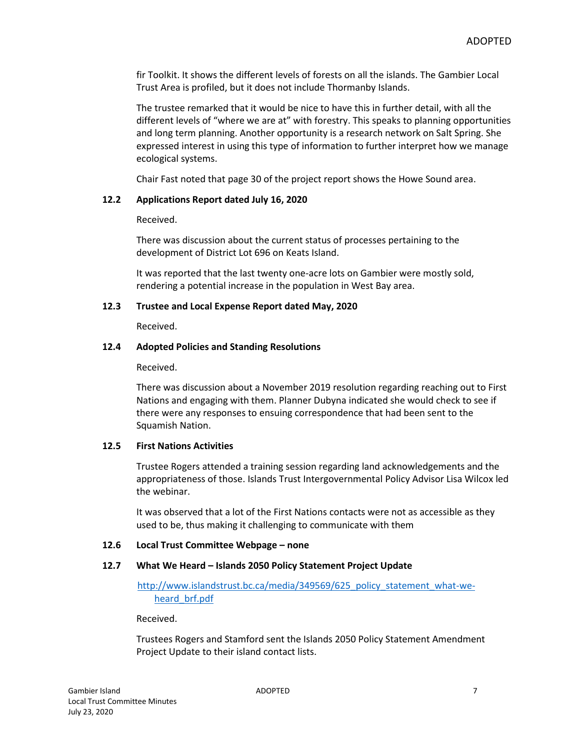fir Toolkit. It shows the different levels of forests on all the islands. The Gambier Local Trust Area is profiled, but it does not include Thormanby Islands.

The trustee remarked that it would be nice to have this in further detail, with all the different levels of "where we are at" with forestry. This speaks to planning opportunities and long term planning. Another opportunity is a research network on Salt Spring. She expressed interest in using this type of information to further interpret how we manage ecological systems.

Chair Fast noted that page 30 of the project report shows the Howe Sound area.

### 12.2 Applications Report dated July 16, 2020

Received.

There was discussion about the current status of processes pertaining to the development of District Lot 696 on Keats Island.

It was reported that the last twenty one-acre lots on Gambier were mostly sold, rendering a potential increase in the population in West Bay area.

### 12.3 Trustee and Local Expense Report dated May, 2020

Received.

### 12.4 Adopted Policies and Standing Resolutions

Received.

There was discussion about a November 2019 resolution regarding reaching out to First Nations and engaging with them. Planner Dubyna indicated she would check to see if there were any responses to ensuing correspondence that had been sent to the Squamish Nation.

### 12.5 First Nations Activities

Trustee Rogers attended a training session regarding land acknowledgements and the appropriateness of those. Islands Trust Intergovernmental Policy Advisor Lisa Wilcox led the webinar.

It was observed that a lot of the First Nations contacts were not as accessible as they used to be, thus making it challenging to communicate with them

### 12.6 Local Trust Committee Webpage – none

### 12.7 What We Heard – Islands 2050 Policy Statement Project Update

[http://www.islandstrust.bc.ca/media/349569/625_policy_statement_what-we-heard_brf.pdf](http://www.islandstrust.bc.ca/media/349569/625_policy_statement_what-we-heard_brf.pdf)

Received.

Trustees Rogers and Stamford sent the Islands 2050 Policy Statement Amendment Project Update to their island contact lists.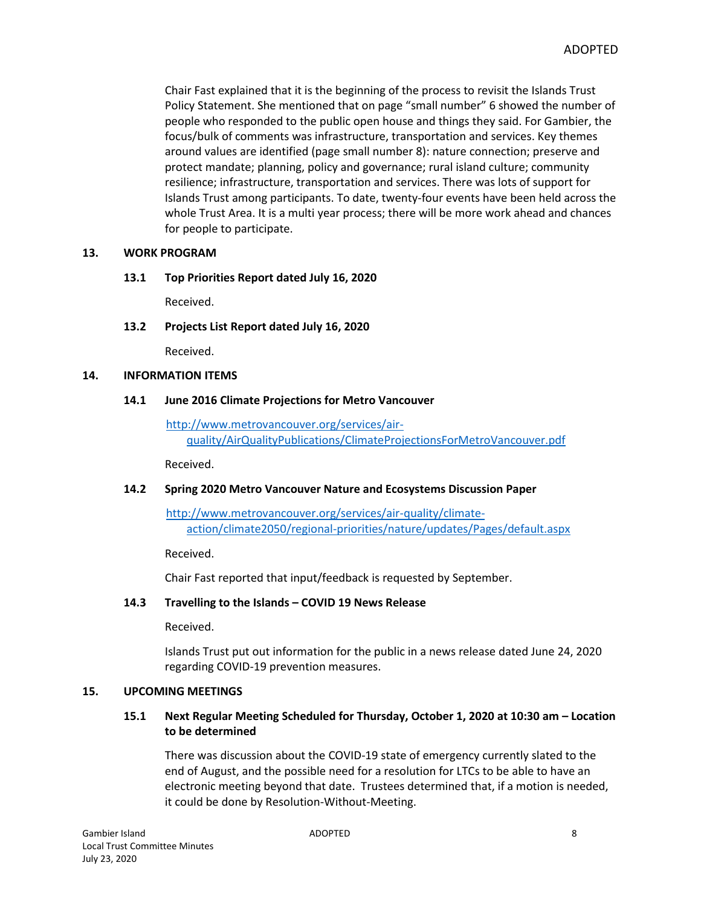Chair Fast explained that it is the beginning of the process to revisit the Islands Trust Policy Statement. She mentioned that on page "small number" 6 showed the number of people who responded to the public open house and things they said. For Gambier, the focus/bulk of comments was infrastructure, transportation and services. Key themes around values are identified (page small number 8): nature connection; preserve and protect mandate; planning, policy and governance; rural island culture; community resilience; infrastructure, transportation and services. There was lots of support for Islands Trust among participants. To date, twenty-four events have been held across the whole Trust Area. It is a multi year process; there will be more work ahead and chances for people to participate.

## 13. WORK PROGRAM

### 13.1 Top Priorities Report dated July 16, 2020

Received.

### 13.2 Projects List Report dated July 16, 2020

Received.

## 14. INFORMATION ITEMS

### 14.1 June 2016 Climate Projections for Metro Vancouver

http://www.metrovancouver.org/services/air-quality/AirQualityPublications/ClimateProjectionsForMetroVancouver.pdf

Received.

### 14.2 Spring 2020 Metro Vancouver Nature and Ecosystems Discussion Paper

http://www.metrovancouver.org/services/air-quality/climate-action/climate2050/regional-priorities/nature/updates/Pages/default.aspx

Received.

Chair Fast reported that input/feedback is requested by September.

### 14.3 Travelling to the Islands – COVID 19 News Release

Received.

Islands Trust put out information for the public in a news release dated June 24, 2020 regarding COVID-19 prevention measures.

## 15. UPCOMING MEETINGS

### 15.1 Next Regular Meeting Scheduled for Thursday, October 1, 2020 at 10:30 am – Location to be determined

There was discussion about the COVID-19 state of emergency currently slated to the end of August, and the possible need for a resolution for LTCs to be able to have an electronic meeting beyond that date. Trustees determined that, if a motion is needed, it could be done by Resolution-Without-Meeting.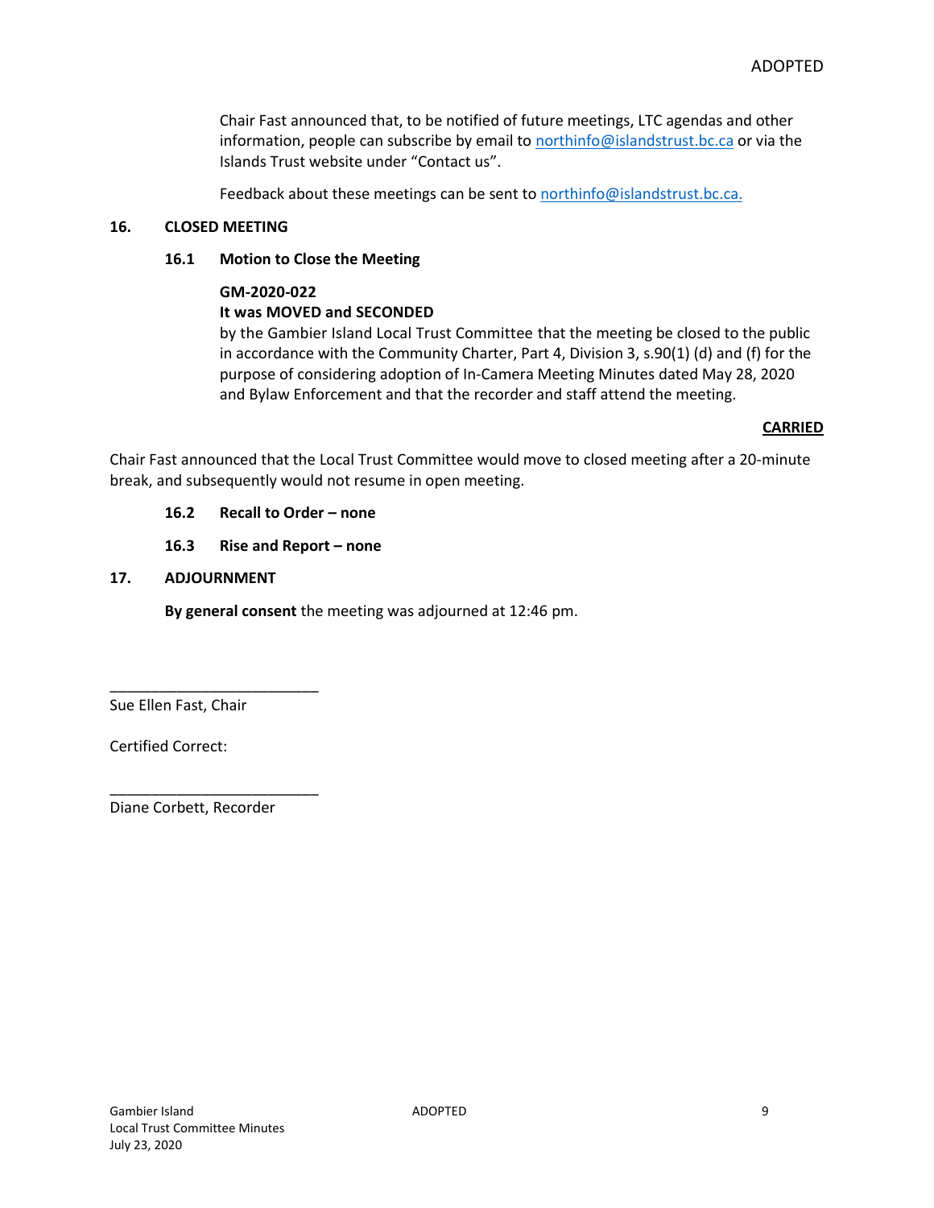Chair Fast announced that, to be notified of future meetings, LTC agendas and other information, people can subscribe by email to northinfo@islandstrust.bc.ca or via the Islands Trust website under “Contact us”.

Feedback about these meetings can be sent to northinfo@islandstrust.bc.ca.

## 16. CLOSED MEETING

### 16.1 Motion to Close the Meeting

**GM-2020-022**
**It was MOVED and SECONDED**
by the Gambier Island Local Trust Committee that the meeting be closed to the public in accordance with the Community Charter, Part 4, Division 3, s.90(1) (d) and (f) for the purpose of considering adoption of In-Camera Meeting Minutes dated May 28, 2020 and Bylaw Enforcement and that the recorder and staff attend the meeting.

**CARRIED**

Chair Fast announced that the Local Trust Committee would move to closed meeting after a 20-minute break, and subsequently would not resume in open meeting.

### 16.2 Recall to Order – none

### 16.3 Rise and Report – none

## 17. ADJOURNMENT

**By general consent** the meeting was adjourned at 12:46 pm.

_________________________
Sue Ellen Fast, Chair

Certified Correct:

_________________________
Diane Corbett, Recorder